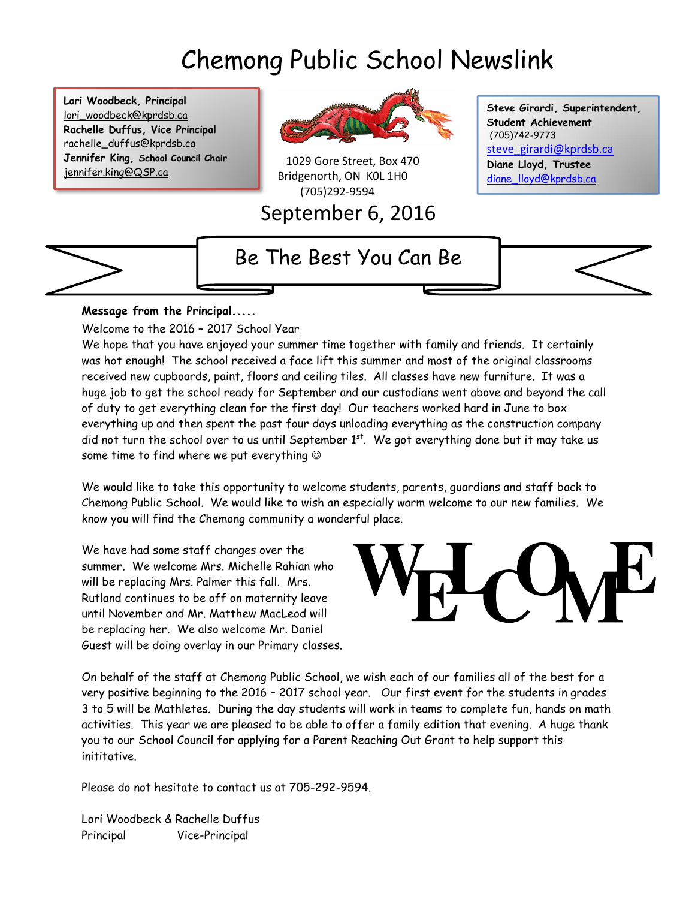# Chemong Public School Newslink

**Lori Woodbeck, Principal**
lori_woodbeck@kprdsb.ca
**Rachelle Duffus, Vice Principal**
rachelle_duffus@kprdsb.ca
**Jennifer King, School Council Chair**
jennifer.king@QSP.ca

1029 Gore Street, Box 470
Bridgenorth, ON K0L 1H0
(705)292-9594

**Steve Girardi, Superintendent, Student Achievement**
(705)742-9773
steve_girardi@kprdsb.ca
**Diane Lloyd, Trustee**
diane_lloyd@kprdsb.ca

## September 6, 2016

## Be The Best You Can Be

**Message from the Principal.....**

Welcome to the 2016 – 2017 School Year

We hope that you have enjoyed your summer time together with family and friends. It certainly was hot enough! The school received a face lift this summer and most of the original classrooms received new cupboards, paint, floors and ceiling tiles. All classes have new furniture. It was a huge job to get the school ready for September and our custodians went above and beyond the call of duty to get everything clean for the first day! Our teachers worked hard in June to box everything up and then spent the past four days unloading everything as the construction company did not turn the school over to us until September 1st. We got everything done but it may take us some time to find where we put everything ☺

We would like to take this opportunity to welcome students, parents, guardians and staff back to Chemong Public School. We would like to wish an especially warm welcome to our new families. We know you will find the Chemong community a wonderful place.

We have had some staff changes over the summer. We welcome Mrs. Michelle Rahian who will be replacing Mrs. Palmer this fall. Mrs. Rutland continues to be off on maternity leave until November and Mr. Matthew MacLeod will be replacing her. We also welcome Mr. Daniel Guest will be doing overlay in our Primary classes.

WELCOME

On behalf of the staff at Chemong Public School, we wish each of our families all of the best for a very positive beginning to the 2016 – 2017 school year. Our first event for the students in grades 3 to 5 will be Mathletes. During the day students will work in teams to complete fun, hands on math activities. This year we are pleased to be able to offer a family edition that evening. A huge thank you to our School Council for applying for a Parent Reaching Out Grant to help support this inititative.

Please do not hesitate to contact us at 705-292-9594.

Lori Woodbeck & Rachelle Duffus
Principal Vice-Principal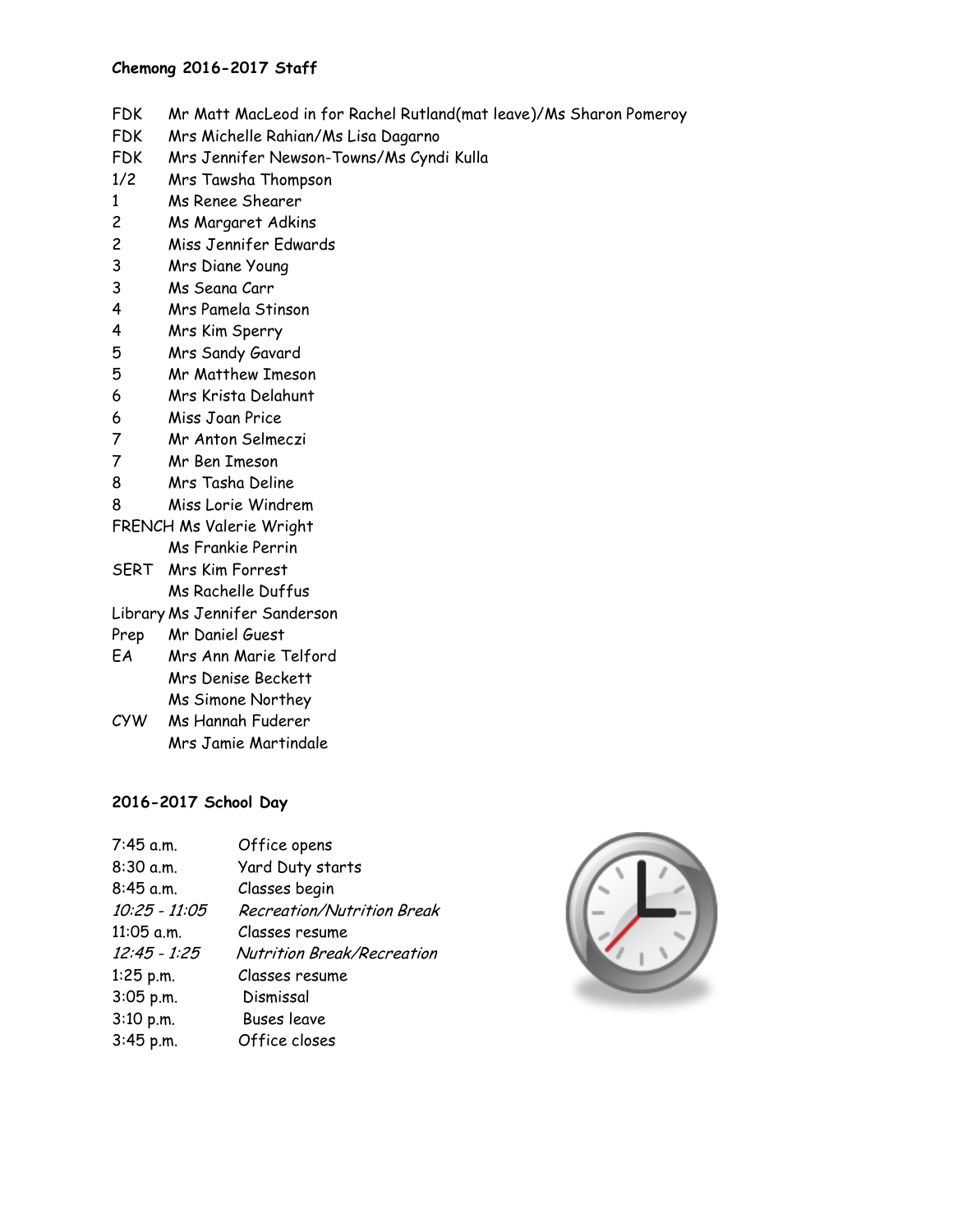**Chemong 2016-2017 Staff**

| | |
|---|---|
| FDK | Mr Matt MacLeod in for Rachel Rutland(mat leave)/Ms Sharon Pomeroy |
| FDK | Mrs Michelle Rahian/Ms Lisa Dagarno |
| FDK | Mrs Jennifer Newson-Towns/Ms Cyndi Kulla |
| 1/2 | Mrs Tawsha Thompson |
| 1 | Ms Renee Shearer |
| 2 | Ms Margaret Adkins |
| 2 | Miss Jennifer Edwards |
| 3 | Mrs Diane Young |
| 3 | Ms Seana Carr |
| 4 | Mrs Pamela Stinson |
| 4 | Mrs Kim Sperry |
| 5 | Mrs Sandy Gavard |
| 5 | Mr Matthew Imeson |
| 6 | Mrs Krista Delahunt |
| 6 | Miss Joan Price |
| 7 | Mr Anton Selmeczi |
| 7 | Mr Ben Imeson |
| 8 | Mrs Tasha Deline |
| 8 | Miss Lorie Windrem |
| FRENCH | Ms Valerie Wright |
| | Ms Frankie Perrin |
| SERT | Mrs Kim Forrest |
| | Ms Rachelle Duffus |
| Library | Ms Jennifer Sanderson |
| Prep | Mr Daniel Guest |
| EA | Mrs Ann Marie Telford |
| | Mrs Denise Beckett |
| | Ms Simone Northey |
| CYW | Ms Hannah Fuderer |
| | Mrs Jamie Martindale |

**2016-2017 School Day**

| | |
|---|---|
| 7:45 a.m. | Office opens |
| 8:30 a.m. | Yard Duty starts |
| 8:45 a.m. | Classes begin |
| *10:25 - 11:05* | *Recreation/Nutrition Break* |
| 11:05 a.m. | Classes resume |
| *12:45 - 1:25* | *Nutrition Break/Recreation* |
| 1:25 p.m. | Classes resume |
| 3:05 p.m. | Dismissal |
| 3:10 p.m. | Buses leave |
| 3:45 p.m. | Office closes |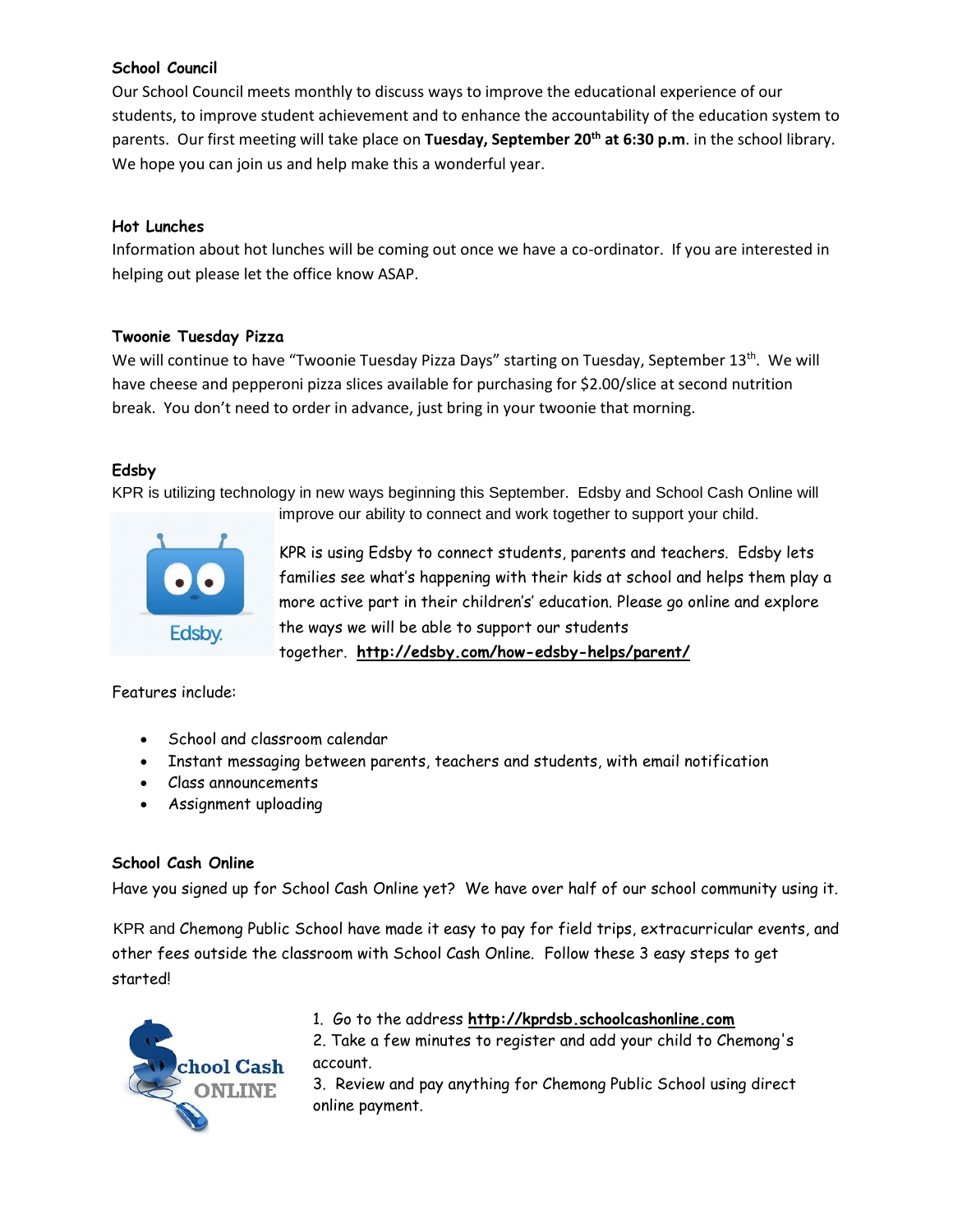### School Council

Our School Council meets monthly to discuss ways to improve the educational experience of our students, to improve student achievement and to enhance the accountability of the education system to parents. Our first meeting will take place on **Tuesday, September 20th at 6:30 p.m**. in the school library. We hope you can join us and help make this a wonderful year.

### Hot Lunches

Information about hot lunches will be coming out once we have a co-ordinator. If you are interested in helping out please let the office know ASAP.

### Twoonie Tuesday Pizza

We will continue to have "Twoonie Tuesday Pizza Days" starting on Tuesday, September 13th. We will have cheese and pepperoni pizza slices available for purchasing for $2.00/slice at second nutrition break. You don't need to order in advance, just bring in your twoonie that morning.

### Edsby

KPR is utilizing technology in new ways beginning this September. Edsby and School Cash Online will improve our ability to connect and work together to support your child.

KPR is using Edsby to connect students, parents and teachers. Edsby lets families see what's happening with their kids at school and helps them play a more active part in their children's' education. Please go online and explore the ways we will be able to support our students together. **http://edsby.com/how-edsby-helps/parent/**

Features include:

- School and classroom calendar
- Instant messaging between parents, teachers and students, with email notification
- Class announcements
- Assignment uploading

### School Cash Online

Have you signed up for School Cash Online yet? We have over half of our school community using it.

KPR and Chemong Public School have made it easy to pay for field trips, extracurricular events, and other fees outside the classroom with School Cash Online. Follow these 3 easy steps to get started!

1. Go to the address **http://kprdsb.schoolcashonline.com**
2. Take a few minutes to register and add your child to Chemong's account.
3. Review and pay anything for Chemong Public School using direct online payment.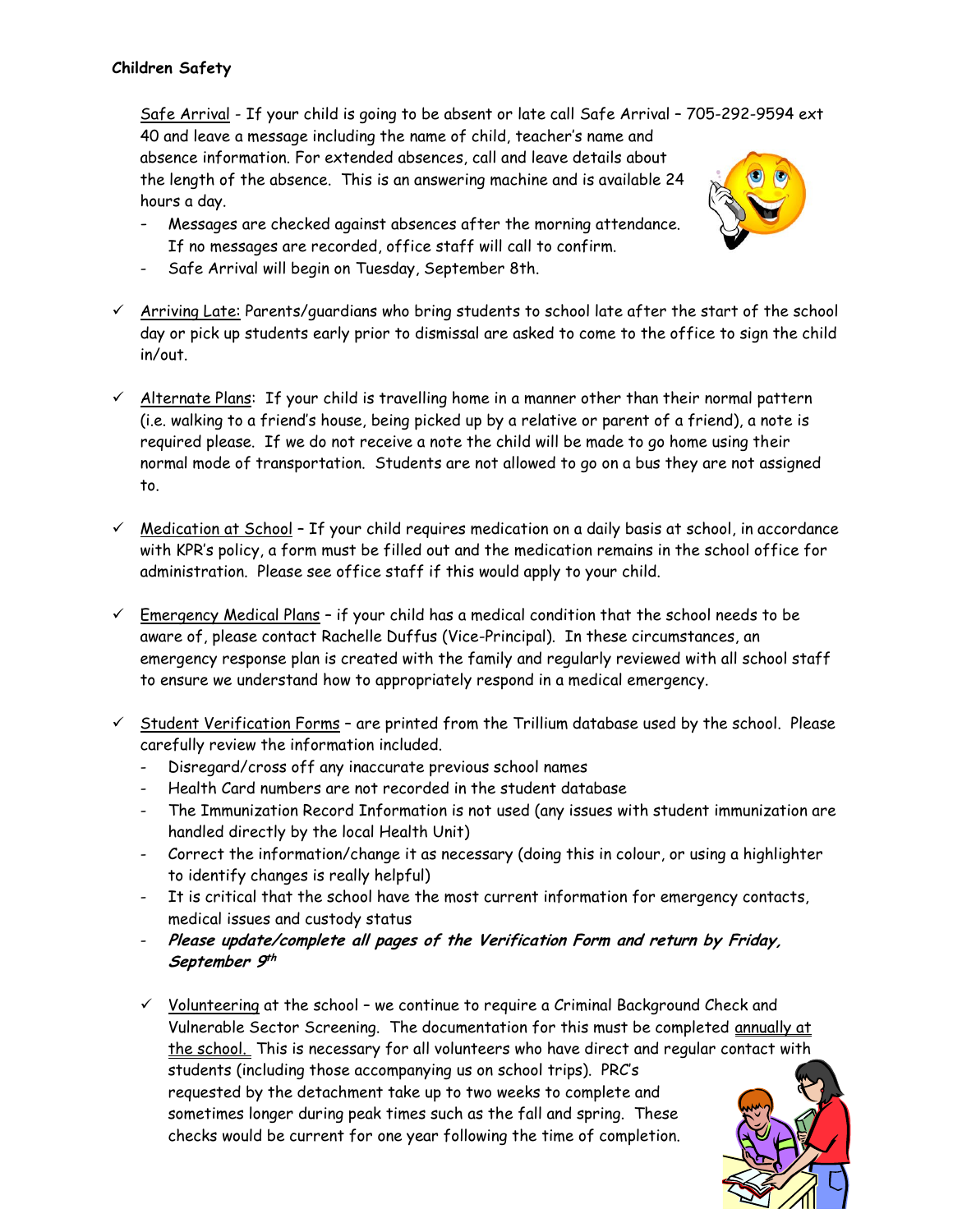**Children Safety**

Safe Arrival - If your child is going to be absent or late call Safe Arrival – 705-292-9594 ext 40 and leave a message including the name of child, teacher's name and absence information. For extended absences, call and leave details about the length of the absence. This is an answering machine and is available 24 hours a day.

- Messages are checked against absences after the morning attendance. If no messages are recorded, office staff will call to confirm.
- Safe Arrival will begin on Tuesday, September 8th.

✓ Arriving Late: Parents/guardians who bring students to school late after the start of the school day or pick up students early prior to dismissal are asked to come to the office to sign the child in/out.

✓ Alternate Plans: If your child is travelling home in a manner other than their normal pattern (i.e. walking to a friend's house, being picked up by a relative or parent of a friend), a note is required please. If we do not receive a note the child will be made to go home using their normal mode of transportation. Students are not allowed to go on a bus they are not assigned to.

✓ Medication at School – If your child requires medication on a daily basis at school, in accordance with KPR's policy, a form must be filled out and the medication remains in the school office for administration. Please see office staff if this would apply to your child.

✓ Emergency Medical Plans – if your child has a medical condition that the school needs to be aware of, please contact Rachelle Duffus (Vice-Principal). In these circumstances, an emergency response plan is created with the family and regularly reviewed with all school staff to ensure we understand how to appropriately respond in a medical emergency.

✓ Student Verification Forms – are printed from the Trillium database used by the school. Please carefully review the information included.
- Disregard/cross off any inaccurate previous school names
- Health Card numbers are not recorded in the student database
- The Immunization Record Information is not used (any issues with student immunization are handled directly by the local Health Unit)
- Correct the information/change it as necessary (doing this in colour, or using a highlighter to identify changes is really helpful)
- It is critical that the school have the most current information for emergency contacts, medical issues and custody status
- ***Please update/complete all pages of the Verification Form and return by Friday, September 9th***

✓ Volunteering at the school – we continue to require a Criminal Background Check and Vulnerable Sector Screening. The documentation for this must be completed annually at the school. This is necessary for all volunteers who have direct and regular contact with students (including those accompanying us on school trips). PRC's requested by the detachment take up to two weeks to complete and sometimes longer during peak times such as the fall and spring. These checks would be current for one year following the time of completion.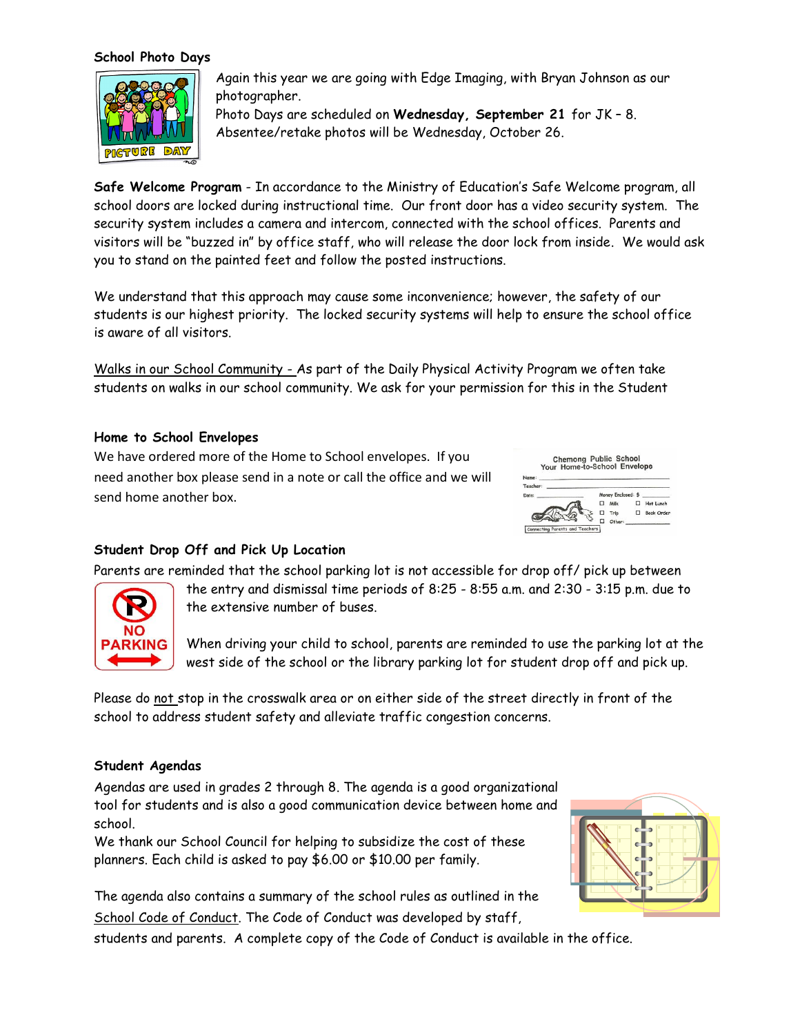**School Photo Days**

Again this year we are going with Edge Imaging, with Bryan Johnson as our photographer.
Photo Days are scheduled on **Wednesday, September 21** for JK – 8.
Absentee/retake photos will be Wednesday, October 26.

**Safe Welcome Program** - In accordance to the Ministry of Education's Safe Welcome program, all school doors are locked during instructional time. Our front door has a video security system. The security system includes a camera and intercom, connected with the school offices. Parents and visitors will be "buzzed in" by office staff, who will release the door lock from inside. We would ask you to stand on the painted feet and follow the posted instructions.

We understand that this approach may cause some inconvenience; however, the safety of our students is our highest priority. The locked security systems will help to ensure the school office is aware of all visitors.

Walks in our School Community - As part of the Daily Physical Activity Program we often take students on walks in our school community. We ask for your permission for this in the Student

**Home to School Envelopes**

We have ordered more of the Home to School envelopes. If you need another box please send in a note or call the office and we will send home another box.

**Student Drop Off and Pick Up Location**

Parents are reminded that the school parking lot is not accessible for drop off/ pick up between the entry and dismissal time periods of 8:25 - 8:55 a.m. and 2:30 - 3:15 p.m. due to the extensive number of buses.

When driving your child to school, parents are reminded to use the parking lot at the west side of the school or the library parking lot for student drop off and pick up.

Please do not stop in the crosswalk area or on either side of the street directly in front of the school to address student safety and alleviate traffic congestion concerns.

**Student Agendas**

Agendas are used in grades 2 through 8. The agenda is a good organizational tool for students and is also a good communication device between home and school.
We thank our School Council for helping to subsidize the cost of these planners. Each child is asked to pay $6.00 or $10.00 per family.

The agenda also contains a summary of the school rules as outlined in the School Code of Conduct. The Code of Conduct was developed by staff, students and parents. A complete copy of the Code of Conduct is available in the office.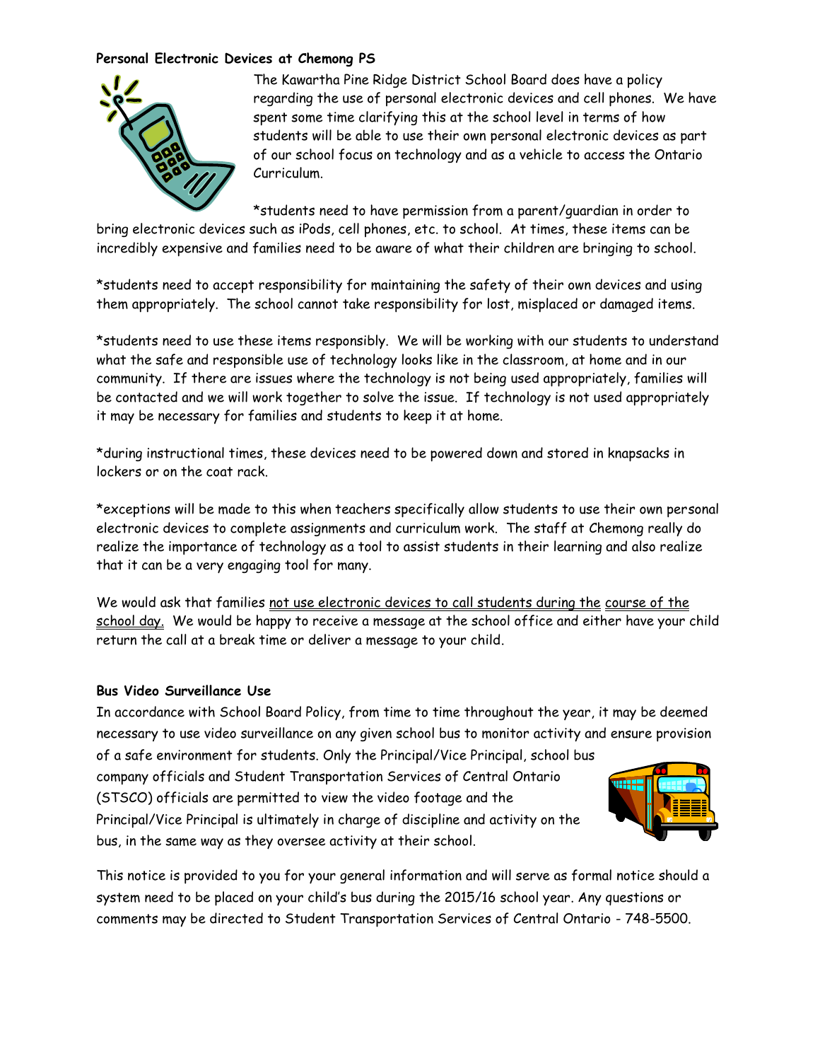**Personal Electronic Devices at Chemong PS**

The Kawartha Pine Ridge District School Board does have a policy regarding the use of personal electronic devices and cell phones. We have spent some time clarifying this at the school level in terms of how students will be able to use their own personal electronic devices as part of our school focus on technology and as a vehicle to access the Ontario Curriculum.

*students need to have permission from a parent/guardian in order to bring electronic devices such as iPods, cell phones, etc. to school. At times, these items can be incredibly expensive and families need to be aware of what their children are bringing to school.

*students need to accept responsibility for maintaining the safety of their own devices and using them appropriately. The school cannot take responsibility for lost, misplaced or damaged items.

*students need to use these items responsibly. We will be working with our students to understand what the safe and responsible use of technology looks like in the classroom, at home and in our community. If there are issues where the technology is not being used appropriately, families will be contacted and we will work together to solve the issue. If technology is not used appropriately it may be necessary for families and students to keep it at home.

*during instructional times, these devices need to be powered down and stored in knapsacks in lockers or on the coat rack.

*exceptions will be made to this when teachers specifically allow students to use their own personal electronic devices to complete assignments and curriculum work. The staff at Chemong really do realize the importance of technology as a tool to assist students in their learning and also realize that it can be a very engaging tool for many.

We would ask that families <u>not use electronic devices to call students during the course of the school day.</u> We would be happy to receive a message at the school office and either have your child return the call at a break time or deliver a message to your child.

**Bus Video Surveillance Use**

In accordance with School Board Policy, from time to time throughout the year, it may be deemed necessary to use video surveillance on any given school bus to monitor activity and ensure provision of a safe environment for students. Only the Principal/Vice Principal, school bus company officials and Student Transportation Services of Central Ontario (STSCO) officials are permitted to view the video footage and the Principal/Vice Principal is ultimately in charge of discipline and activity on the bus, in the same way as they oversee activity at their school.

This notice is provided to you for your general information and will serve as formal notice should a system need to be placed on your child's bus during the 2015/16 school year. Any questions or comments may be directed to Student Transportation Services of Central Ontario - 748-5500.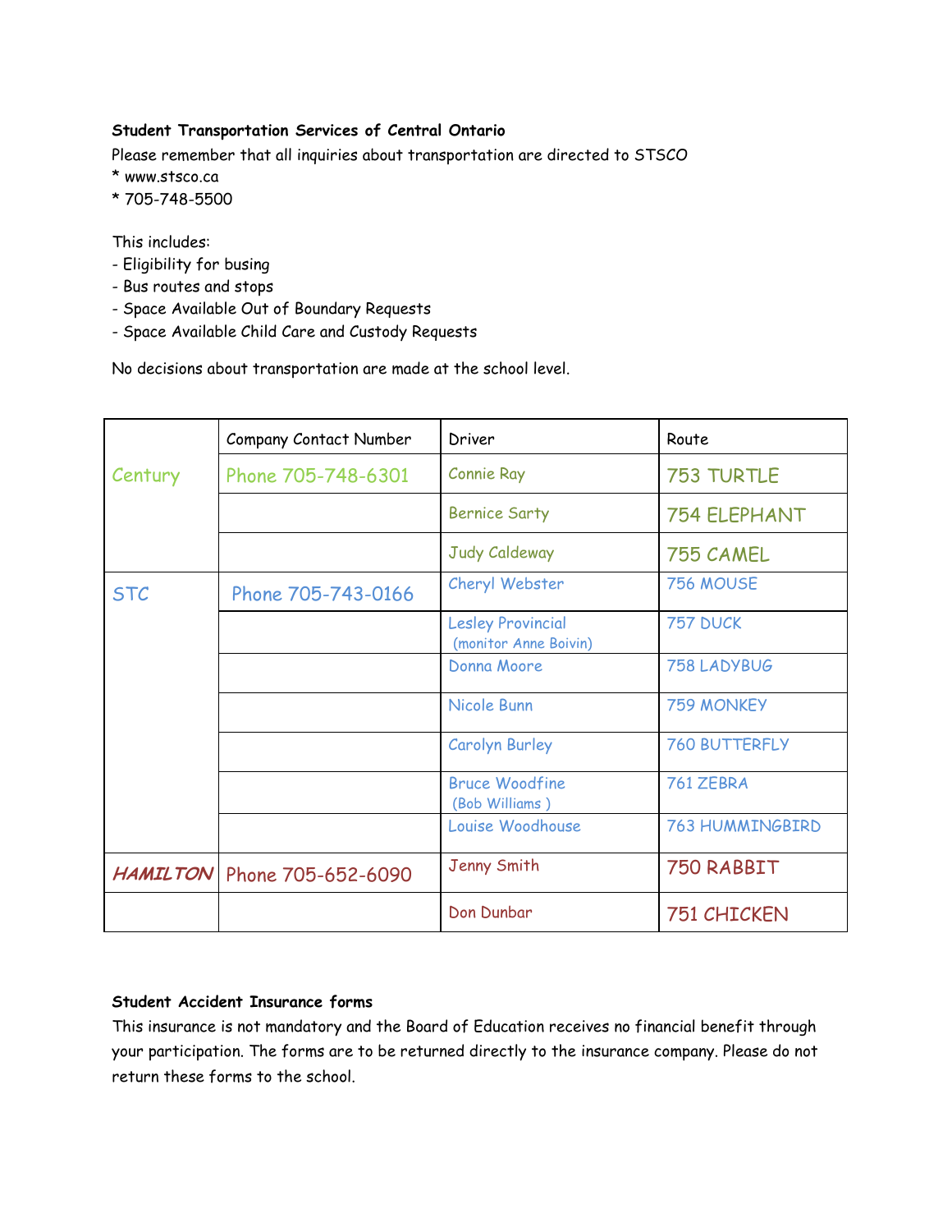**Student Transportation Services of Central Ontario**

Please remember that all inquiries about transportation are directed to STSCO

* www.stsco.ca
* 705-748-5500

This includes:

- Eligibility for busing
- Bus routes and stops
- Space Available Out of Boundary Requests
- Space Available Child Care and Custody Requests

No decisions about transportation are made at the school level.

| | Company Contact Number | Driver | Route |
|---|---|---|---|
| Century | Phone 705-748-6301 | Connie Ray | 753 TURTLE |
| | | Bernice Sarty | 754 ELEPHANT |
| | | Judy Caldeway | 755 CAMEL |
| STC | Phone 705-743-0166 | Cheryl Webster | 756 MOUSE |
| | | Lesley Provincial (monitor Anne Boivin) | 757 DUCK |
| | | Donna Moore | 758 LADYBUG |
| | | Nicole Bunn | 759 MONKEY |
| | | Carolyn Burley | 760 BUTTERFLY |
| | | Bruce Woodfine (Bob Williams ) | 761 ZEBRA |
| | | Louise Woodhouse | 763 HUMMINGBIRD |
| ***HAMILTON*** | Phone 705-652-6090 | Jenny Smith | 750 RABBIT |
| | | Don Dunbar | 751 CHICKEN |

**Student Accident Insurance forms**

This insurance is not mandatory and the Board of Education receives no financial benefit through your participation. The forms are to be returned directly to the insurance company. Please do not return these forms to the school.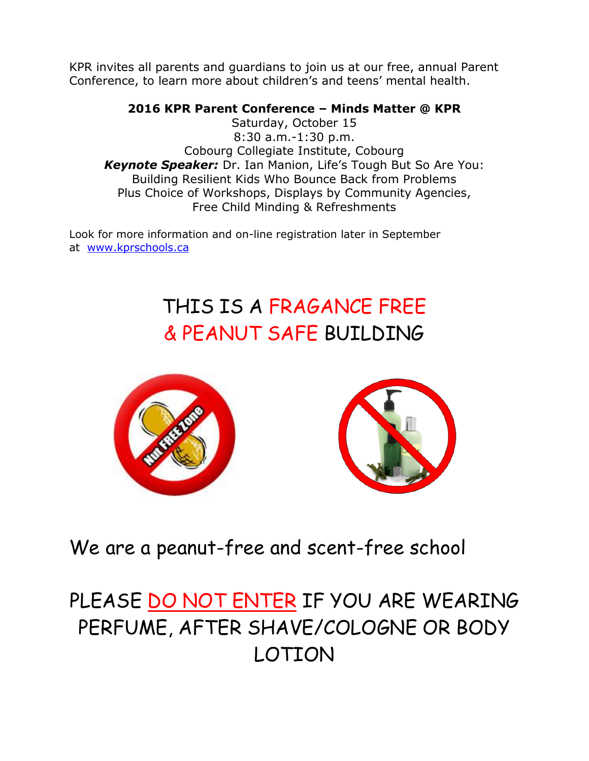KPR invites all parents and guardians to join us at our free, annual Parent Conference, to learn more about children's and teens' mental health.

**2016 KPR Parent Conference – Minds Matter @ KPR**
Saturday, October 15
8:30 a.m.-1:30 p.m.
Cobourg Collegiate Institute, Cobourg
***Keynote Speaker:*** Dr. Ian Manion, Life's Tough But So Are You: Building Resilient Kids Who Bounce Back from Problems
Plus Choice of Workshops, Displays by Community Agencies, Free Child Minding & Refreshments

Look for more information and on-line registration later in September at www.kprschools.ca

# THIS IS A FRAGANCE FREE & PEANUT SAFE BUILDING

Nut FREE Zone

## We are a peanut-free and scent-free school

# PLEASE DO NOT ENTER IF YOU ARE WEARING PERFUME, AFTER SHAVE/COLOGNE OR BODY LOTION